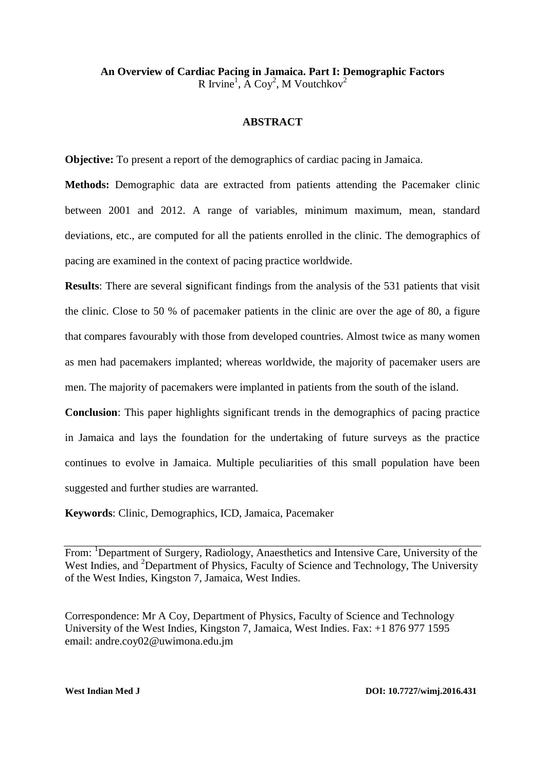# An Overview of Cardiac Pacing in Jamaica. Part I: Demographic Factors

R Irvine[1], A Coy[2], M Voutchkov[2]

## ABSTRACT

**Objective:** To present a report of the demographics of cardiac pacing in Jamaica.

**Methods:** Demographic data are extracted from patients attending the Pacemaker clinic between 2001 and 2012. A range of variables, minimum maximum, mean, standard deviations, etc., are computed for all the patients enrolled in the clinic. The demographics of pacing are examined in the context of pacing practice worldwide.

**Results**: There are several **s**ignificant findings from the analysis of the 531 patients that visit the clinic. Close to 50 % of pacemaker patients in the clinic are over the age of 80, a figure that compares favourably with those from developed countries. Almost twice as many women as men had pacemakers implanted; whereas worldwide, the majority of pacemaker users are men. The majority of pacemakers were implanted in patients from the south of the island.

**Conclusion**: This paper highlights significant trends in the demographics of pacing practice in Jamaica and lays the foundation for the undertaking of future surveys as the practice continues to evolve in Jamaica. Multiple peculiarities of this small population have been suggested and further studies are warranted.

**Keywords**: Clinic, Demographics, ICD, Jamaica, Pacemaker

---

From: [1]Department of Surgery, Radiology, Anaesthetics and Intensive Care, University of the West Indies, and [2]Department of Physics, Faculty of Science and Technology, The University of the West Indies, Kingston 7, Jamaica, West Indies.

Correspondence: Mr A Coy, Department of Physics, Faculty of Science and Technology University of the West Indies, Kingston 7, Jamaica, West Indies. Fax: +1 876 977 1595 email: andre.coy02@uwimona.edu.jm

**West Indian Med J** **DOI: 10.7727/wimj.2016.431**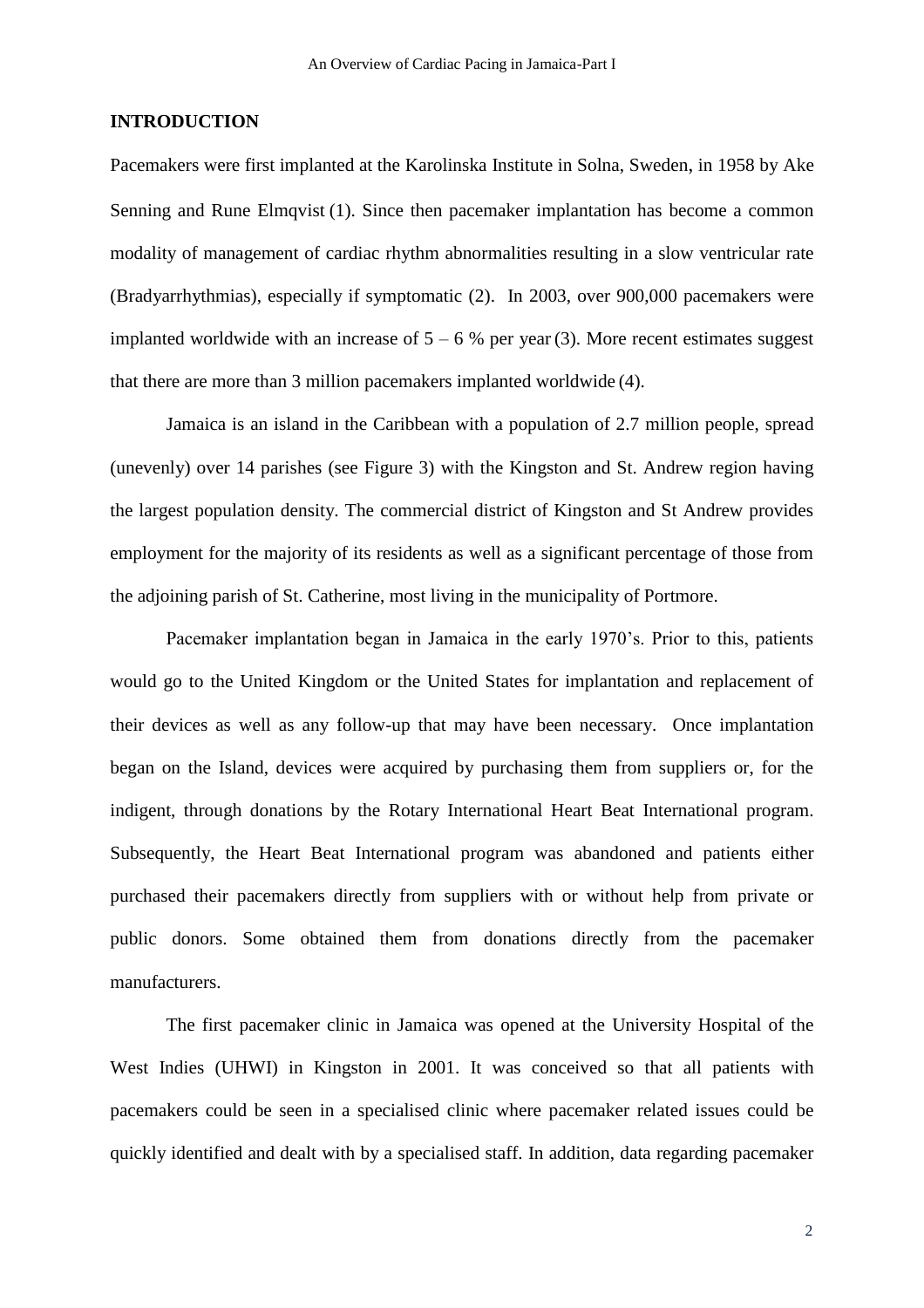## INTRODUCTION

Pacemakers were first implanted at the Karolinska Institute in Solna, Sweden, in 1958 by Ake Senning and Rune Elmqvist (1). Since then pacemaker implantation has become a common modality of management of cardiac rhythm abnormalities resulting in a slow ventricular rate (Bradyarrhythmias), especially if symptomatic (2). In 2003, over 900,000 pacemakers were implanted worldwide with an increase of 5 – 6 % per year (3). More recent estimates suggest that there are more than 3 million pacemakers implanted worldwide (4).

Jamaica is an island in the Caribbean with a population of 2.7 million people, spread (unevenly) over 14 parishes (see Figure 3) with the Kingston and St. Andrew region having the largest population density. The commercial district of Kingston and St Andrew provides employment for the majority of its residents as well as a significant percentage of those from the adjoining parish of St. Catherine, most living in the municipality of Portmore.

Pacemaker implantation began in Jamaica in the early 1970's. Prior to this, patients would go to the United Kingdom or the United States for implantation and replacement of their devices as well as any follow-up that may have been necessary. Once implantation began on the Island, devices were acquired by purchasing them from suppliers or, for the indigent, through donations by the Rotary International Heart Beat International program. Subsequently, the Heart Beat International program was abandoned and patients either purchased their pacemakers directly from suppliers with or without help from private or public donors. Some obtained them from donations directly from the pacemaker manufacturers.

The first pacemaker clinic in Jamaica was opened at the University Hospital of the West Indies (UHWI) in Kingston in 2001. It was conceived so that all patients with pacemakers could be seen in a specialised clinic where pacemaker related issues could be quickly identified and dealt with by a specialised staff. In addition, data regarding pacemaker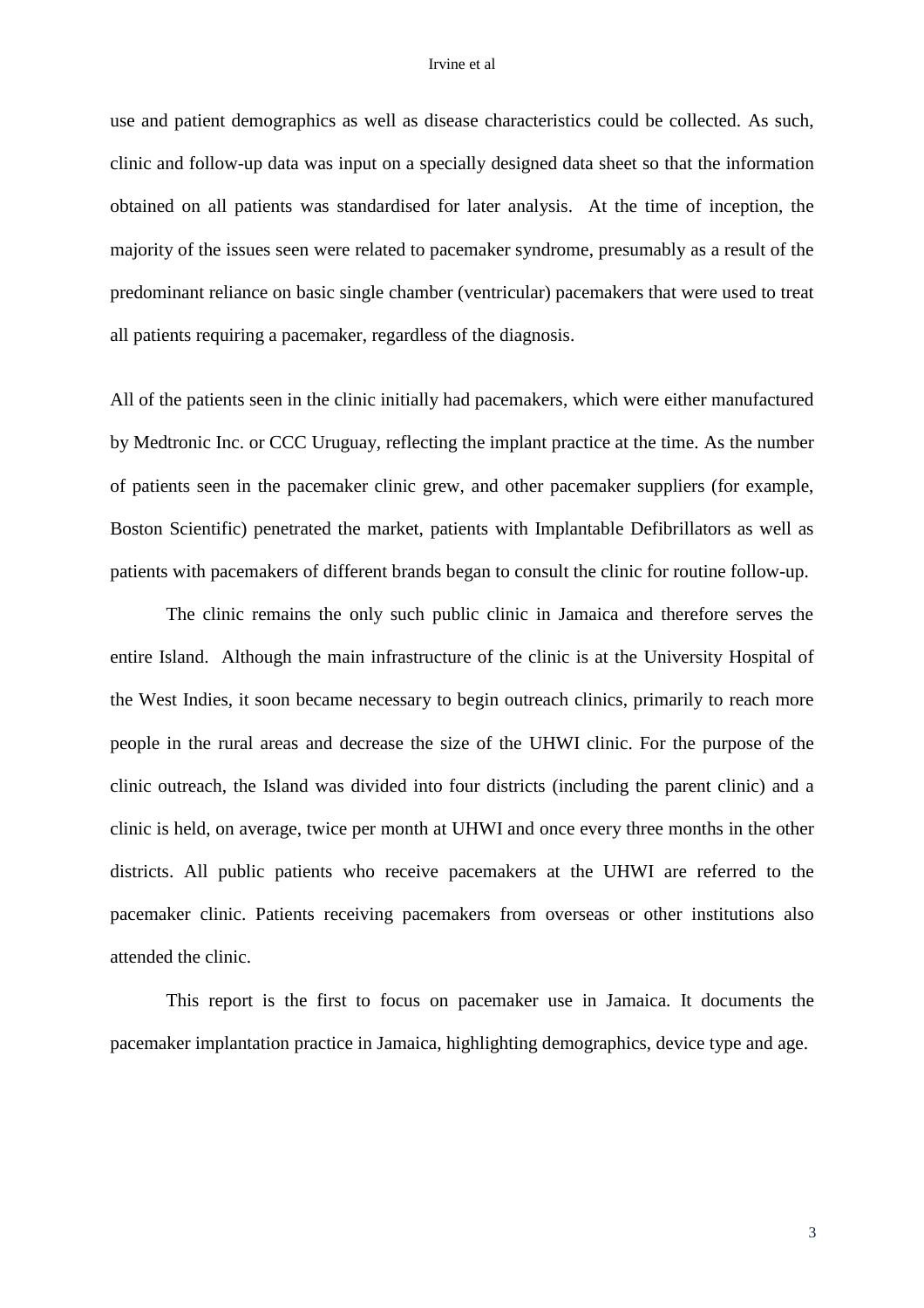use and patient demographics as well as disease characteristics could be collected. As such, clinic and follow-up data was input on a specially designed data sheet so that the information obtained on all patients was standardised for later analysis. At the time of inception, the majority of the issues seen were related to pacemaker syndrome, presumably as a result of the predominant reliance on basic single chamber (ventricular) pacemakers that were used to treat all patients requiring a pacemaker, regardless of the diagnosis.

All of the patients seen in the clinic initially had pacemakers, which were either manufactured by Medtronic Inc. or CCC Uruguay, reflecting the implant practice at the time. As the number of patients seen in the pacemaker clinic grew, and other pacemaker suppliers (for example, Boston Scientific) penetrated the market, patients with Implantable Defibrillators as well as patients with pacemakers of different brands began to consult the clinic for routine follow-up.

The clinic remains the only such public clinic in Jamaica and therefore serves the entire Island. Although the main infrastructure of the clinic is at the University Hospital of the West Indies, it soon became necessary to begin outreach clinics, primarily to reach more people in the rural areas and decrease the size of the UHWI clinic. For the purpose of the clinic outreach, the Island was divided into four districts (including the parent clinic) and a clinic is held, on average, twice per month at UHWI and once every three months in the other districts. All public patients who receive pacemakers at the UHWI are referred to the pacemaker clinic. Patients receiving pacemakers from overseas or other institutions also attended the clinic.

This report is the first to focus on pacemaker use in Jamaica. It documents the pacemaker implantation practice in Jamaica, highlighting demographics, device type and age.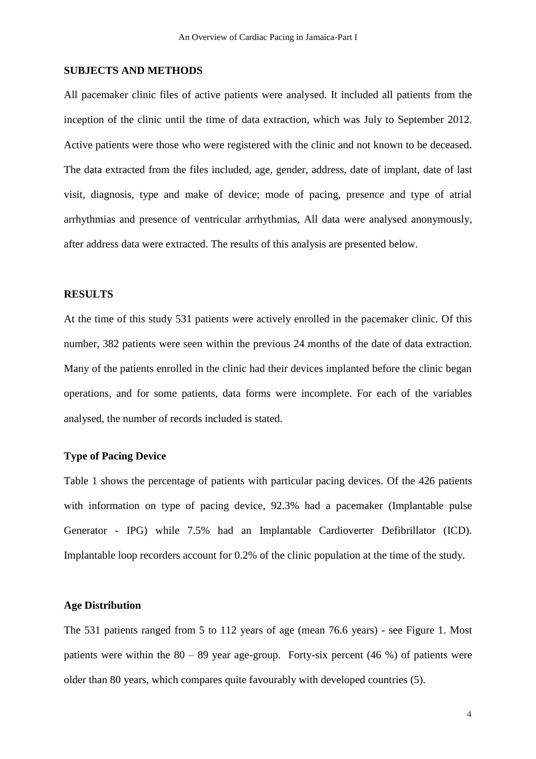## SUBJECTS AND METHODS

All pacemaker clinic files of active patients were analysed. It included all patients from the inception of the clinic until the time of data extraction, which was July to September 2012. Active patients were those who were registered with the clinic and not known to be deceased. The data extracted from the files included, age, gender, address, date of implant, date of last visit, diagnosis, type and make of device; mode of pacing, presence and type of atrial arrhythmias and presence of ventricular arrhythmias, All data were analysed anonymously, after address data were extracted. The results of this analysis are presented below.

## RESULTS

At the time of this study 531 patients were actively enrolled in the pacemaker clinic. Of this number, 382 patients were seen within the previous 24 months of the date of data extraction. Many of the patients enrolled in the clinic had their devices implanted before the clinic began operations, and for some patients, data forms were incomplete. For each of the variables analysed, the number of records included is stated.

### Type of Pacing Device

Table 1 shows the percentage of patients with particular pacing devices. Of the 426 patients with information on type of pacing device, 92.3% had a pacemaker (Implantable pulse Generator - IPG) while 7.5% had an Implantable Cardioverter Defibrillator (ICD). Implantable loop recorders account for 0.2% of the clinic population at the time of the study.

### Age Distribution

The 531 patients ranged from 5 to 112 years of age (mean 76.6 years) - see Figure 1. Most patients were within the 80 – 89 year age-group. Forty-six percent (46 %) of patients were older than 80 years, which compares quite favourably with developed countries (5).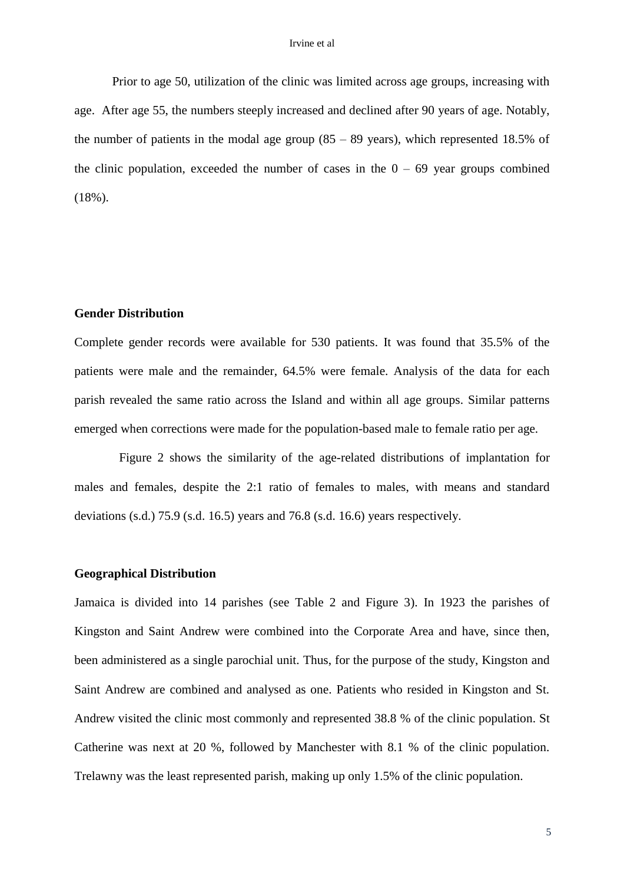Prior to age 50, utilization of the clinic was limited across age groups, increasing with age. After age 55, the numbers steeply increased and declined after 90 years of age. Notably, the number of patients in the modal age group (85 – 89 years), which represented 18.5% of the clinic population, exceeded the number of cases in the 0 – 69 year groups combined (18%).

**Gender Distribution**

Complete gender records were available for 530 patients. It was found that 35.5% of the patients were male and the remainder, 64.5% were female. Analysis of the data for each parish revealed the same ratio across the Island and within all age groups. Similar patterns emerged when corrections were made for the population-based male to female ratio per age.

Figure 2 shows the similarity of the age-related distributions of implantation for males and females, despite the 2:1 ratio of females to males, with means and standard deviations (s.d.) 75.9 (s.d. 16.5) years and 76.8 (s.d. 16.6) years respectively.

**Geographical Distribution**

Jamaica is divided into 14 parishes (see Table 2 and Figure 3). In 1923 the parishes of Kingston and Saint Andrew were combined into the Corporate Area and have, since then, been administered as a single parochial unit. Thus, for the purpose of the study, Kingston and Saint Andrew are combined and analysed as one. Patients who resided in Kingston and St. Andrew visited the clinic most commonly and represented 38.8 % of the clinic population. St Catherine was next at 20 %, followed by Manchester with 8.1 % of the clinic population. Trelawny was the least represented parish, making up only 1.5% of the clinic population.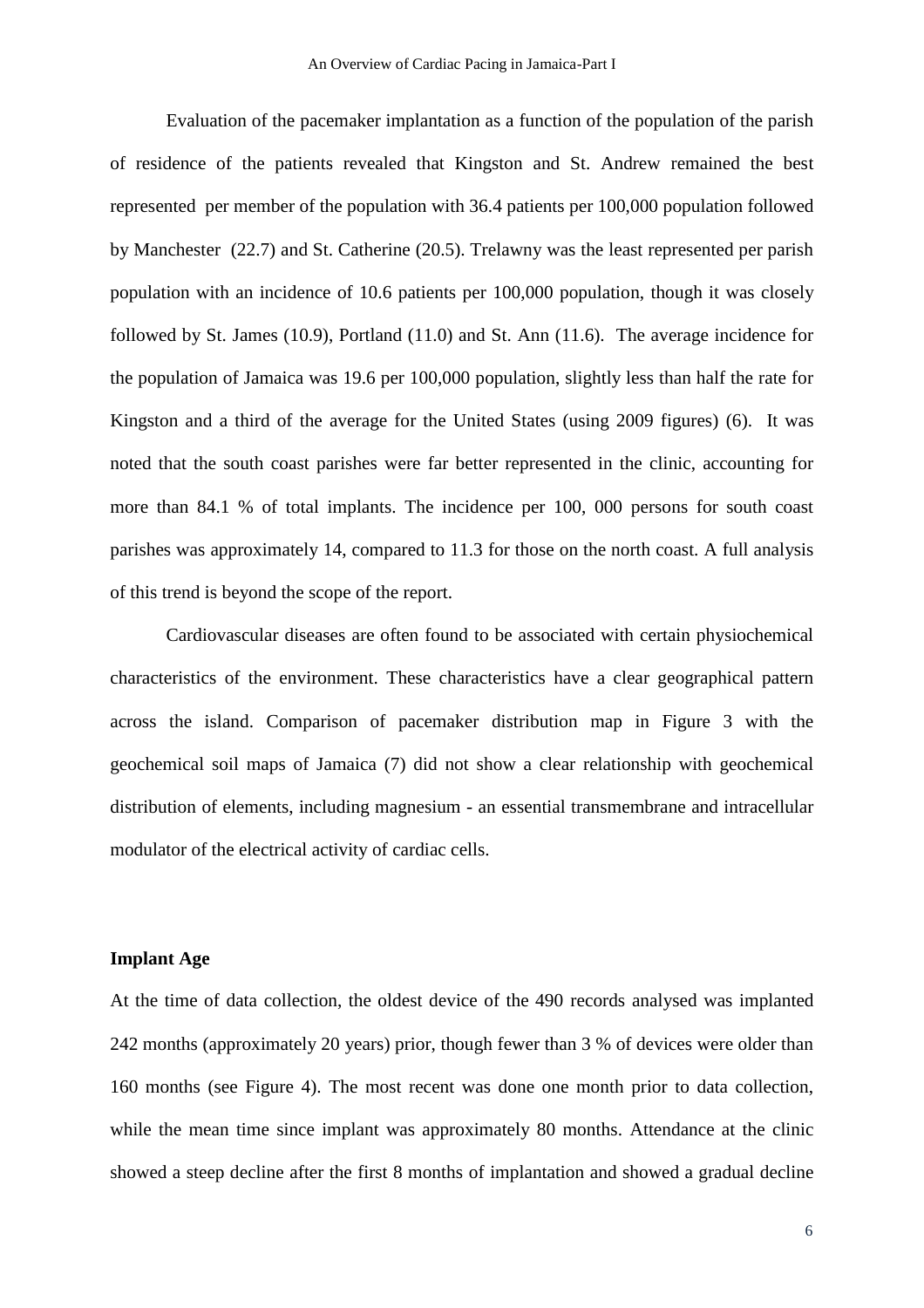Evaluation of the pacemaker implantation as a function of the population of the parish of residence of the patients revealed that Kingston and St. Andrew remained the best represented per member of the population with 36.4 patients per 100,000 population followed by Manchester (22.7) and St. Catherine (20.5). Trelawny was the least represented per parish population with an incidence of 10.6 patients per 100,000 population, though it was closely followed by St. James (10.9), Portland (11.0) and St. Ann (11.6). The average incidence for the population of Jamaica was 19.6 per 100,000 population, slightly less than half the rate for Kingston and a third of the average for the United States (using 2009 figures) (6). It was noted that the south coast parishes were far better represented in the clinic, accounting for more than 84.1 % of total implants. The incidence per 100, 000 persons for south coast parishes was approximately 14, compared to 11.3 for those on the north coast. A full analysis of this trend is beyond the scope of the report.

Cardiovascular diseases are often found to be associated with certain physiochemical characteristics of the environment. These characteristics have a clear geographical pattern across the island. Comparison of pacemaker distribution map in Figure 3 with the geochemical soil maps of Jamaica (7) did not show a clear relationship with geochemical distribution of elements, including magnesium - an essential transmembrane and intracellular modulator of the electrical activity of cardiac cells.

**Implant Age**

At the time of data collection, the oldest device of the 490 records analysed was implanted 242 months (approximately 20 years) prior, though fewer than 3 % of devices were older than 160 months (see Figure 4). The most recent was done one month prior to data collection, while the mean time since implant was approximately 80 months. Attendance at the clinic showed a steep decline after the first 8 months of implantation and showed a gradual decline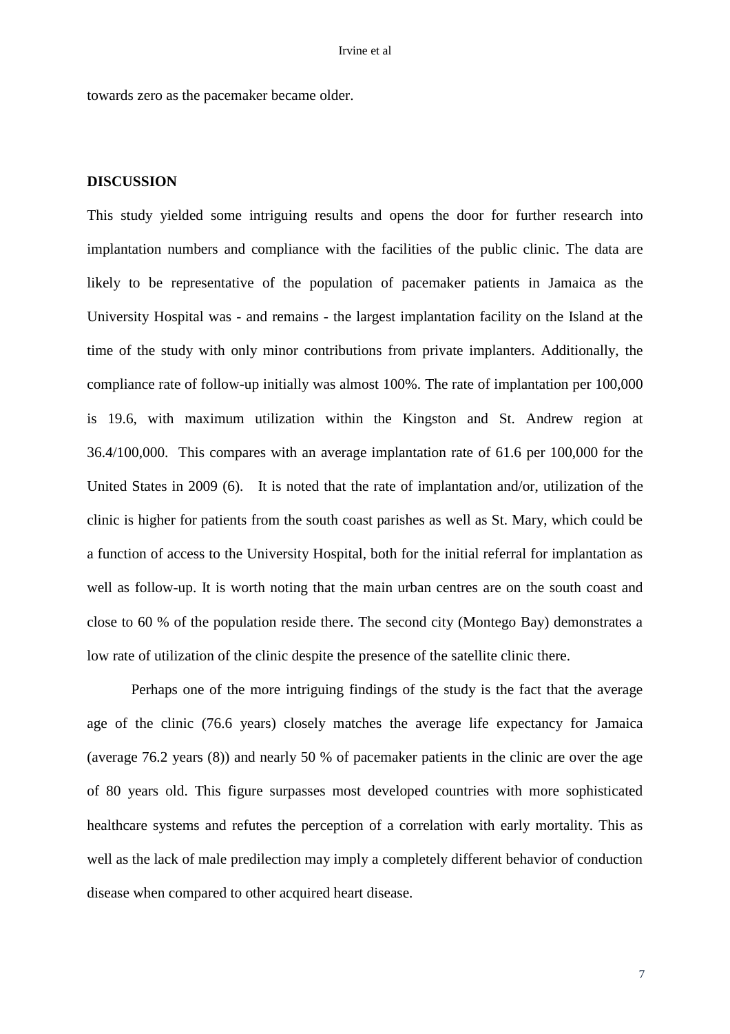towards zero as the pacemaker became older.

## DISCUSSION

This study yielded some intriguing results and opens the door for further research into implantation numbers and compliance with the facilities of the public clinic. The data are likely to be representative of the population of pacemaker patients in Jamaica as the University Hospital was - and remains - the largest implantation facility on the Island at the time of the study with only minor contributions from private implanters. Additionally, the compliance rate of follow-up initially was almost 100%. The rate of implantation per 100,000 is 19.6, with maximum utilization within the Kingston and St. Andrew region at 36.4/100,000. This compares with an average implantation rate of 61.6 per 100,000 for the United States in 2009 (6). It is noted that the rate of implantation and/or, utilization of the clinic is higher for patients from the south coast parishes as well as St. Mary, which could be a function of access to the University Hospital, both for the initial referral for implantation as well as follow-up. It is worth noting that the main urban centres are on the south coast and close to 60 % of the population reside there. The second city (Montego Bay) demonstrates a low rate of utilization of the clinic despite the presence of the satellite clinic there.

Perhaps one of the more intriguing findings of the study is the fact that the average age of the clinic (76.6 years) closely matches the average life expectancy for Jamaica (average 76.2 years (8)) and nearly 50 % of pacemaker patients in the clinic are over the age of 80 years old. This figure surpasses most developed countries with more sophisticated healthcare systems and refutes the perception of a correlation with early mortality. This as well as the lack of male predilection may imply a completely different behavior of conduction disease when compared to other acquired heart disease.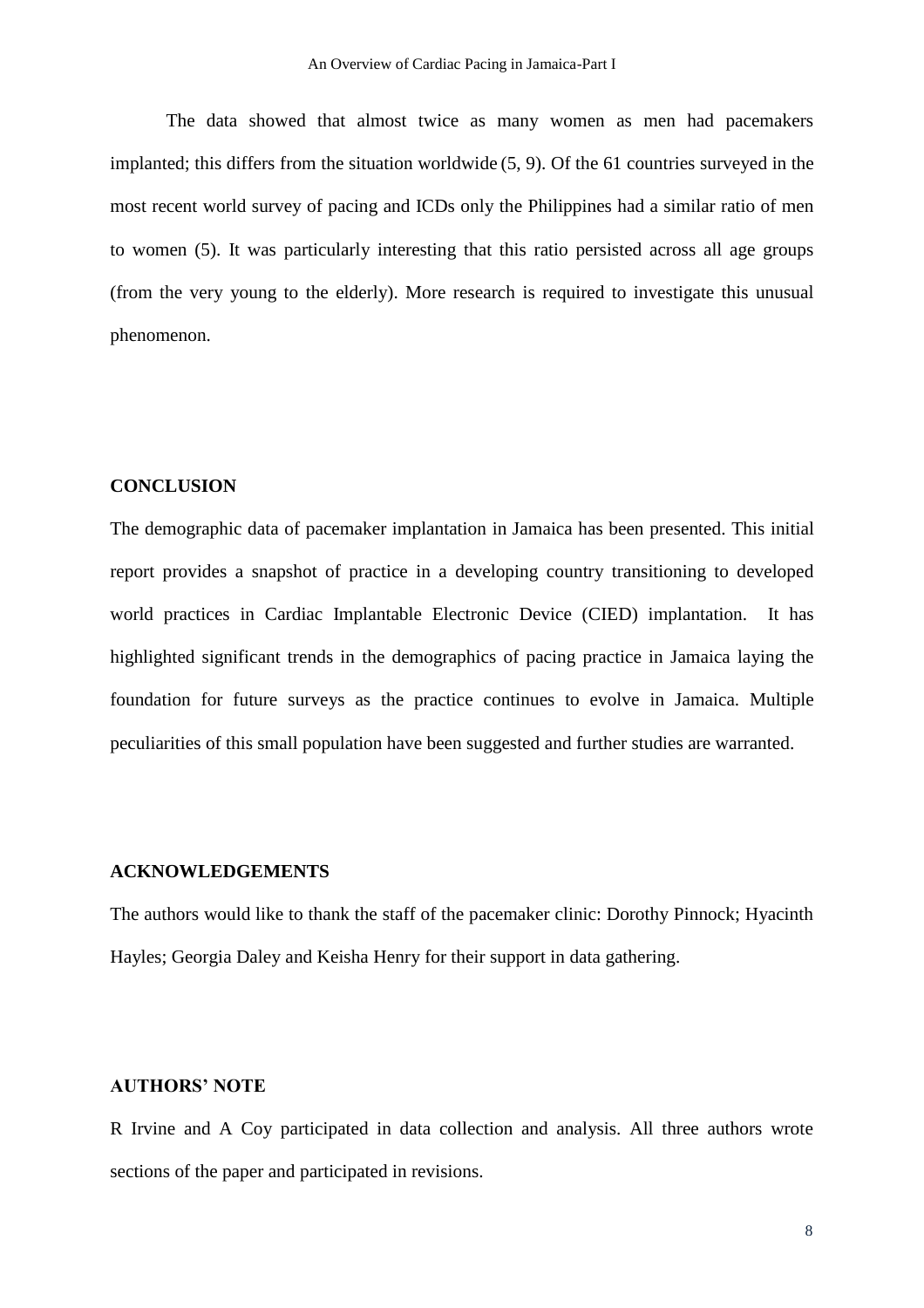The data showed that almost twice as many women as men had pacemakers implanted; this differs from the situation worldwide (5, 9). Of the 61 countries surveyed in the most recent world survey of pacing and ICDs only the Philippines had a similar ratio of men to women (5). It was particularly interesting that this ratio persisted across all age groups (from the very young to the elderly). More research is required to investigate this unusual phenomenon.

## CONCLUSION

The demographic data of pacemaker implantation in Jamaica has been presented. This initial report provides a snapshot of practice in a developing country transitioning to developed world practices in Cardiac Implantable Electronic Device (CIED) implantation. It has highlighted significant trends in the demographics of pacing practice in Jamaica laying the foundation for future surveys as the practice continues to evolve in Jamaica. Multiple peculiarities of this small population have been suggested and further studies are warranted.

## ACKNOWLEDGEMENTS

The authors would like to thank the staff of the pacemaker clinic: Dorothy Pinnock; Hyacinth Hayles; Georgia Daley and Keisha Henry for their support in data gathering.

## AUTHORS' NOTE

R Irvine and A Coy participated in data collection and analysis. All three authors wrote sections of the paper and participated in revisions.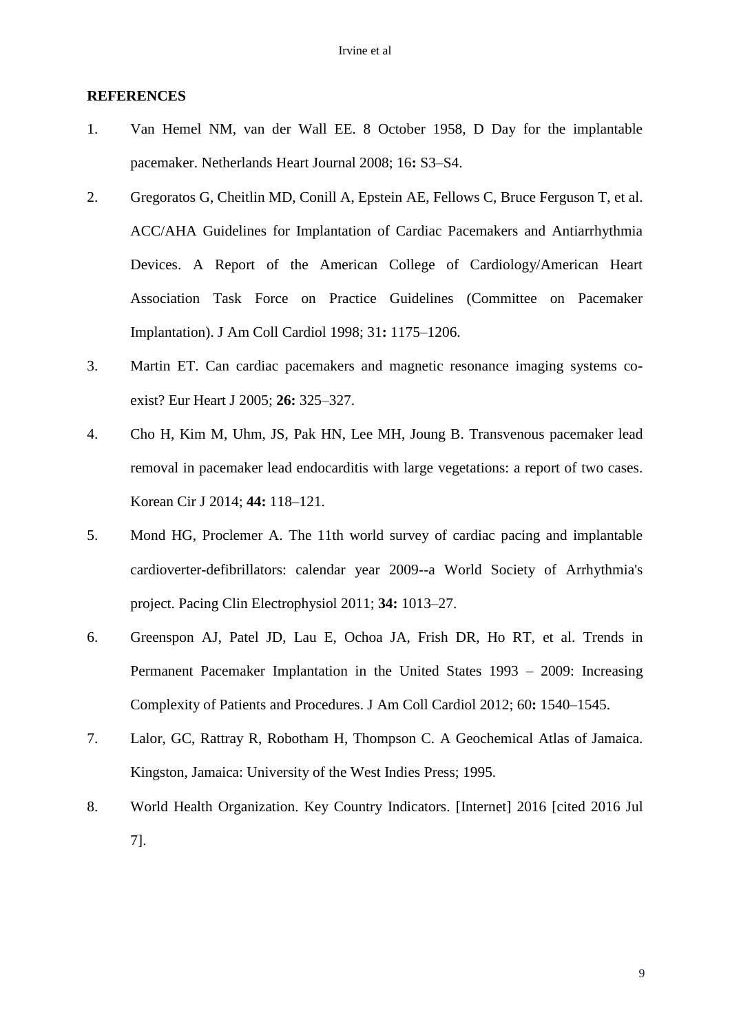## REFERENCES

1. Van Hemel NM, van der Wall EE. 8 October 1958, D Day for the implantable pacemaker. Netherlands Heart Journal 2008; 16**:** S3–S4.
2. Gregoratos G, Cheitlin MD, Conill A, Epstein AE, Fellows C, Bruce Ferguson T, et al. ACC/AHA Guidelines for Implantation of Cardiac Pacemakers and Antiarrhythmia Devices. A Report of the American College of Cardiology/American Heart Association Task Force on Practice Guidelines (Committee on Pacemaker Implantation). J Am Coll Cardiol 1998; 31**:** 1175–1206.
3. Martin ET. Can cardiac pacemakers and magnetic resonance imaging systems co-exist? Eur Heart J 2005; **26:** 325–327.
4. Cho H, Kim M, Uhm, JS, Pak HN, Lee MH, Joung B. Transvenous pacemaker lead removal in pacemaker lead endocarditis with large vegetations: a report of two cases. Korean Cir J 2014; **44:** 118–121.
5. Mond HG, Proclemer A. The 11th world survey of cardiac pacing and implantable cardioverter-defibrillators: calendar year 2009--a World Society of Arrhythmia's project. Pacing Clin Electrophysiol 2011; **34:** 1013–27.
6. Greenspon AJ, Patel JD, Lau E, Ochoa JA, Frish DR, Ho RT, et al. Trends in Permanent Pacemaker Implantation in the United States 1993 – 2009: Increasing Complexity of Patients and Procedures. J Am Coll Cardiol 2012; 60**:** 1540–1545.
7. Lalor, GC, Rattray R, Robotham H, Thompson C. A Geochemical Atlas of Jamaica. Kingston, Jamaica: University of the West Indies Press; 1995.
8. World Health Organization. Key Country Indicators. [Internet] 2016 [cited 2016 Jul 7].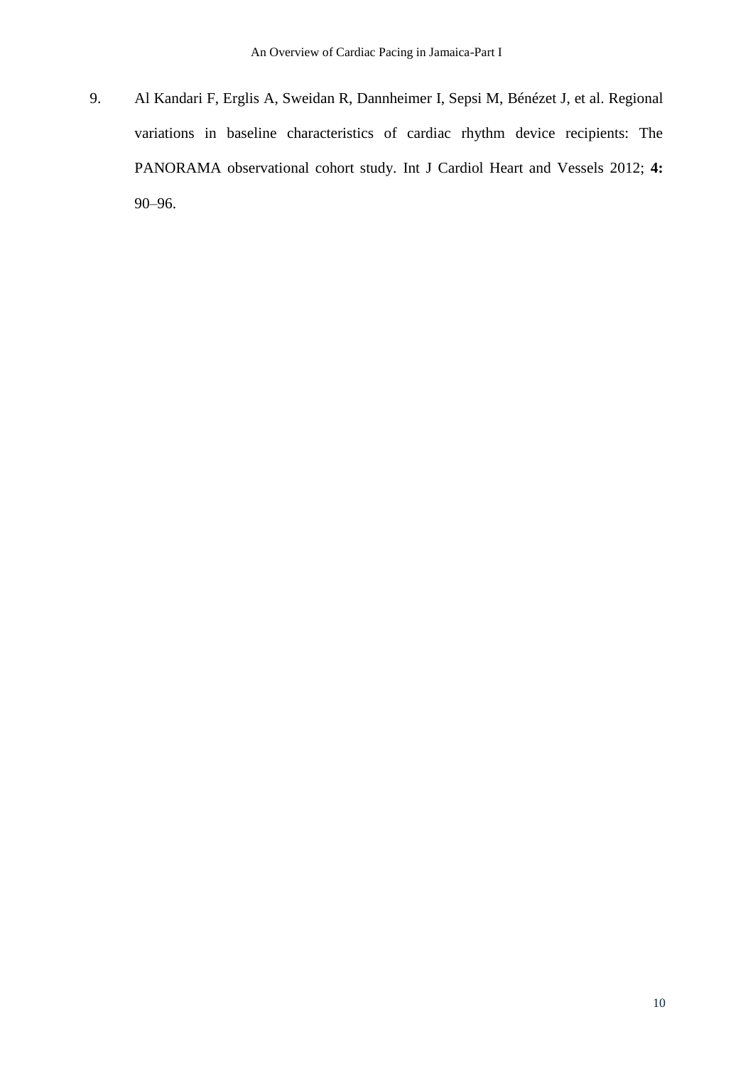9. Al Kandari F, Erglis A, Sweidan R, Dannheimer I, Sepsi M, Bénézet J, et al. Regional variations in baseline characteristics of cardiac rhythm device recipients: The PANORAMA observational cohort study. Int J Cardiol Heart and Vessels 2012; **4:** 90–96.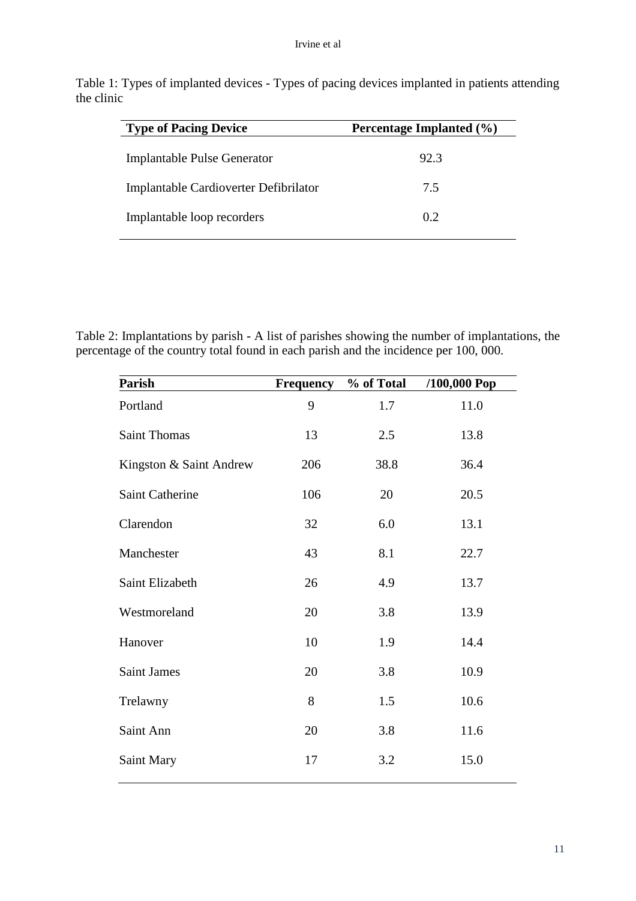Table 1: Types of implanted devices - Types of pacing devices implanted in patients attending the clinic

| Type of Pacing Device | Percentage Implanted (%) |
|---|---|
| Implantable Pulse Generator | 92.3 |
| Implantable Cardioverter Defibrilator | 7.5 |
| Implantable loop recorders | 0.2 |

Table 2: Implantations by parish - A list of parishes showing the number of implantations, the percentage of the country total found in each parish and the incidence per 100, 000.

| Parish | Frequency | % of Total | /100,000 Pop |
|---|---|---|---|
| Portland | 9 | 1.7 | 11.0 |
| Saint Thomas | 13 | 2.5 | 13.8 |
| Kingston & Saint Andrew | 206 | 38.8 | 36.4 |
| Saint Catherine | 106 | 20 | 20.5 |
| Clarendon | 32 | 6.0 | 13.1 |
| Manchester | 43 | 8.1 | 22.7 |
| Saint Elizabeth | 26 | 4.9 | 13.7 |
| Westmoreland | 20 | 3.8 | 13.9 |
| Hanover | 10 | 1.9 | 14.4 |
| Saint James | 20 | 3.8 | 10.9 |
| Trelawny | 8 | 1.5 | 10.6 |
| Saint Ann | 20 | 3.8 | 11.6 |
| Saint Mary | 17 | 3.2 | 15.0 |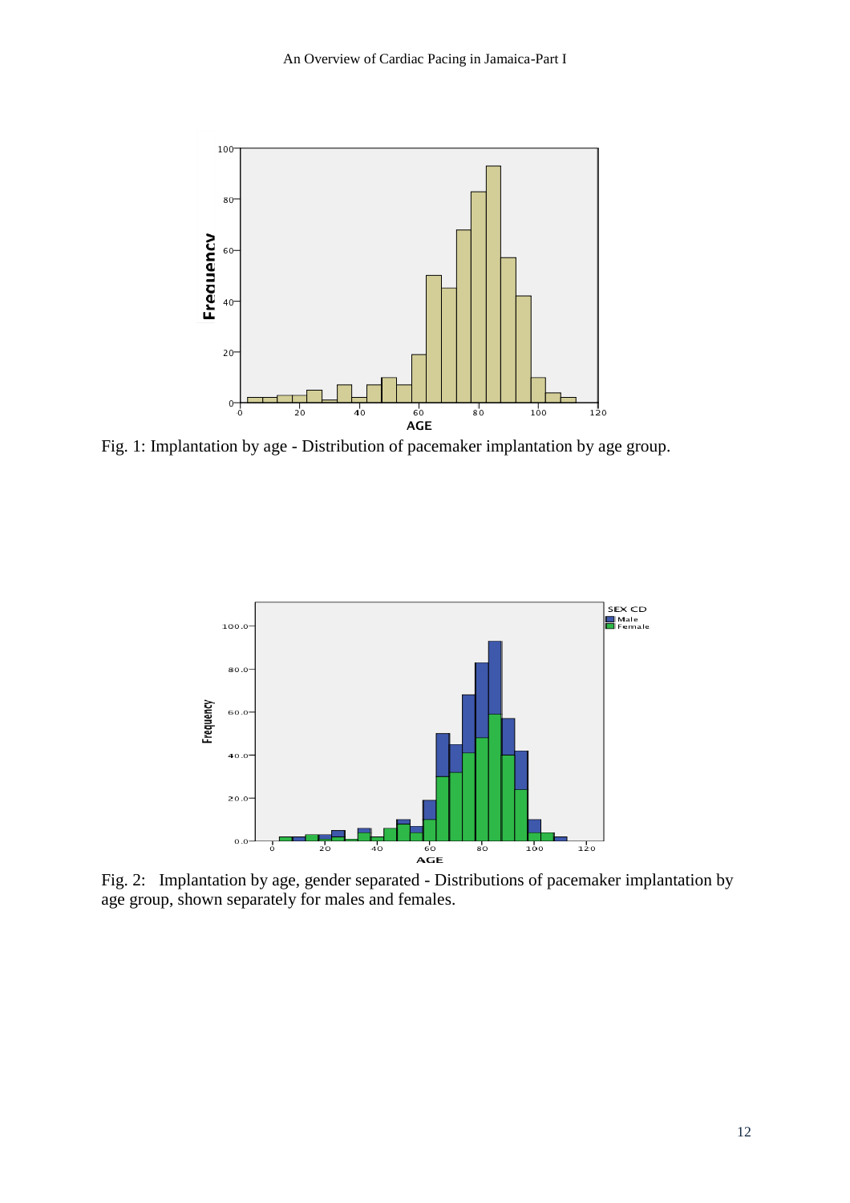Fig. 1: Implantation by age - Distribution of pacemaker implantation by age group.

Fig. 2: Implantation by age, gender separated - Distributions of pacemaker implantation by age group, shown separately for males and females.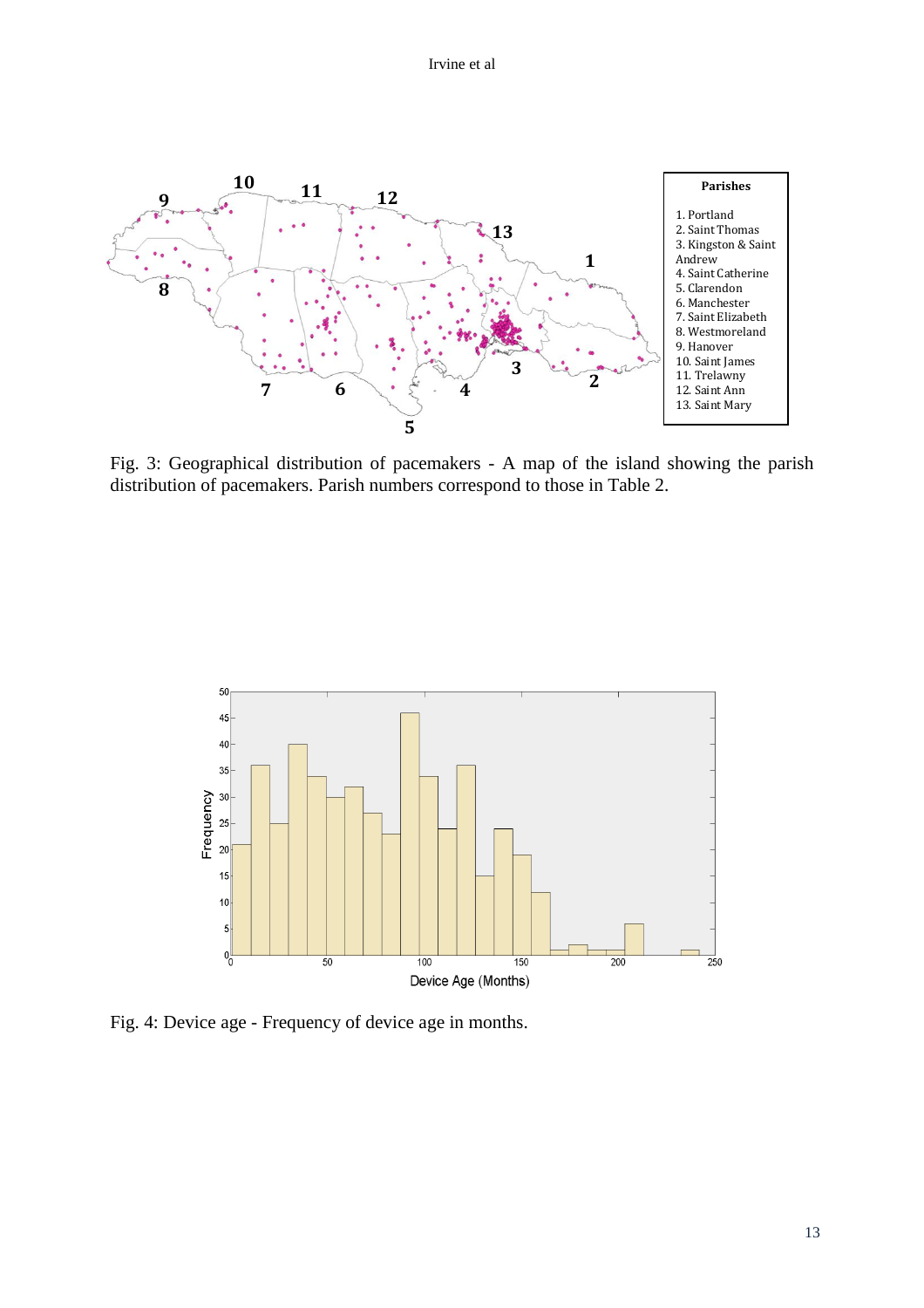10

11

12

9

13

1

8

3

2

7

6

4

5

**Parishes**

1. Portland
2. Saint Thomas
3. Kingston & Saint Andrew
4. Saint Catherine
5. Clarendon
6. Manchester
7. Saint Elizabeth
8. Westmoreland
9. Hanover
10. Saint James
11. Trelawny
12. Saint Ann
13. Saint Mary

Fig. 3: Geographical distribution of pacemakers - A map of the island showing the parish distribution of pacemakers. Parish numbers correspond to those in Table 2.

Frequency

0 5 10 15 20 25 30 35 40 45 50

0 50 100 150 200 250

Device Age (Months)

Fig. 4: Device age - Frequency of device age in months.